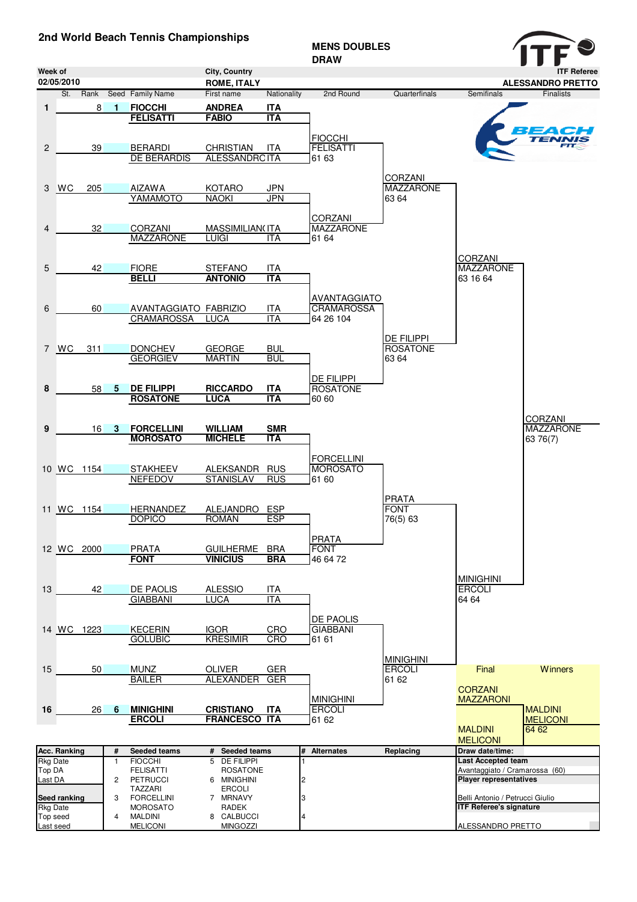# 2nd World Beach Tennis Championships

**MENS DOUBLES DRAW**

| Week of | City, Country | ITF Referee |
|---|---|---|
| 02/05/2010 | ROME, ITALY | ALESSANDRO PRETTO |

| # | St. | Rank | Seed | Family Name | First name | Nationality | 2nd Round | Quarterfinals | Semifinals | Finalists |
|---|---|---|---|---|---|---|---|---|---|---|
| **1** | | 8 | **1** | **FIOCCHI** / **FELISATTI** | **ANDREA** / **FABIO** | **ITA** / **ITA** | FIOCCHI / FELISATTI 61 63 | CORZANI / MAZZARONE 63 64 | CORZANI / MAZZARONE 63 16 64 | CORZANI / MAZZARONE 63 76(7) |
| 2 | | 39 | | BERARDI / DE BERARDIS | CHRISTIAN / ALESSANDRO | ITA / ITA | | | | |
| 3 | WC | 205 | | AIZAWA / YAMAMOTO | KOTARO / NAOKI | JPN / JPN | CORZANI / MAZZARONE 61 64 | | | |
| 4 | | 32 | | CORZANI / MAZZARONE | MASSIMILIANO / LUIGI | ITA / ITA | | | | |
| 5 | | 42 | | FIORE / **BELLI** | STEFANO / **ANTONIO** | ITA / **ITA** | AVANTAGGIATO / CRAMAROSSA 64 26 104 | DE FILIPPI / ROSATONE 63 64 | | |
| 6 | | 60 | | AVANTAGGIATO / CRAMAROSSA | FABRIZIO / LUCA | ITA / ITA | | | | |
| 7 | WC | 311 | | DONCHEV / GEORGIEV | GEORGE / MARTIN | BUL / BUL | DE FILIPPI / ROSATONE 60 60 | | | |
| **8** | | 58 | **5** | **DE FILIPPI** / **ROSATONE** | **RICCARDO** / **LUCA** | **ITA** / **ITA** | | | | |
| **9** | | 16 | **3** | **FORCELLINI** / **MOROSATO** | **WILLIAM** / **MICHELE** | **SMR** / **ITA** | FORCELLINI / MOROSATO 61 60 | PRATA / FONT 76(5) 63 | MINIGHINI / ERCOLI 64 64 | |
| 10 | WC | 1154 | | STAKHEEV / NEFEDOV | ALEKSANDR / STANISLAV | RUS / RUS | | | | |
| 11 | WC | 1154 | | HERNANDEZ / DOPICO | ALEJANDRO / ROMAN | ESP / ESP | PRATA / FONT 46 64 72 | | | |
| 12 | WC | 2000 | | PRATA / **FONT** | GUILHERME / **VINICIUS** | BRA / **BRA** | | | | |
| 13 | | 42 | | DE PAOLIS / GIABBANI | ALESSIO / LUCA | ITA / ITA | DE PAOLIS / GIABBANI 61 61 | MINIGHINI / ERCOLI 61 62 | | |
| 14 | WC | 1223 | | KECERIN / GOLUBIC | IGOR / KRESIMIR | CRO / CRO | | | | |
| 15 | | 50 | | MUNZ / BAILER | OLIVER / ALEXANDER | GER / GER | MINIGHINI / ERCOLI 61 62 | | | |
| **16** | | 26 | **6** | **MINIGHINI** / **ERCOLI** | **CRISTIANO** / **FRANCESCO** | **ITA** / **ITA** | | | | |

| Final | Winners |
|---|---|
| CORZANI / MAZZARONI | MALDINI / MELICONI 64 62 |
| MALDINI / MELICONI | |

| Acc. Ranking | # | Seeded teams | # | Seeded teams | # | Alternates | Replacing | Draw date/time: |
|---|---|---|---|---|---|---|---|---|
| Rkg Date | 1 | FIOCCHI / FELISATTI | 5 | DE FILIPPI / ROSATONE | 1 | | | **Last Accepted team** |
| Top DA | | | | | | | | Avantaggiato / Cramarossa (60) |
| Last DA | 2 | PETRUCCI / TAZZARI | 6 | MINIGHINI / ERCOLI | 2 | | | **Player representatives** |
| **Seed ranking** | 3 | FORCELLINI / MOROSATO | 7 | MRNAVY / RADEK | 3 | | | Belli Antonio / Petrucci Giulio |
| Rkg Date | | | | | | | | **ITF Referee's signature** |
| Top seed | 4 | MALDINI / MELICONI | 8 | CALBUCCI / MINGOZZI | 4 | | | |
| Last seed | | | | | | | | ALESSANDRO PRETTO |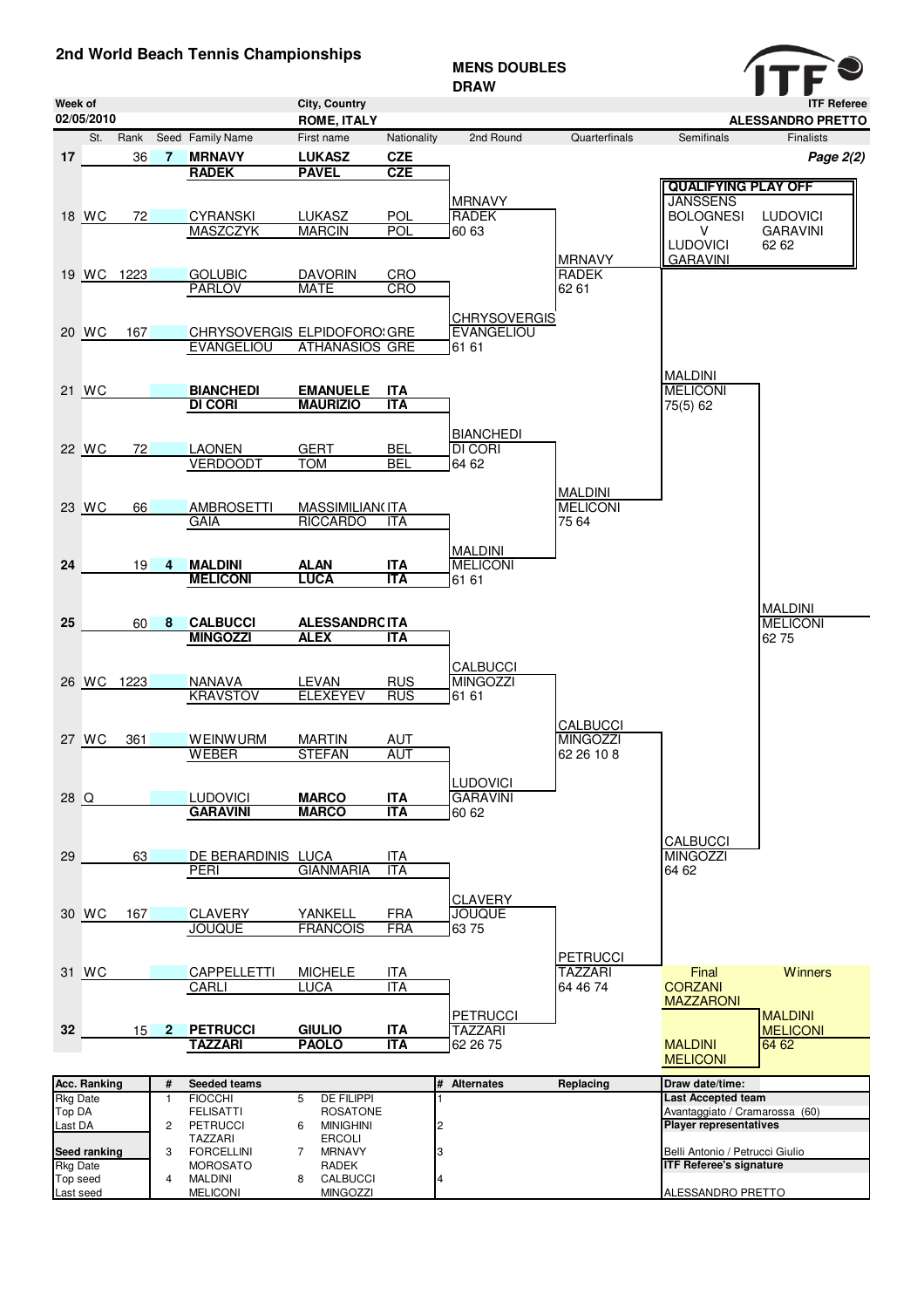# 2nd World Beach Tennis Championships

**MENS DOUBLES DRAW**

| Week of | City, Country | ITF Referee |
|---|---|---|
| 02/05/2010 | ROME, ITALY | ALESSANDRO PRETTO |

*Page 2(2)*

| St. | | Rank | Seed | Family Name | First name | Nationality | 2nd Round | Quarterfinals | Semifinals | Finalists |
|---|---|---|---|---|---|---|---|---|---|---|
| 17 | | 36 | 7 | **MRNAVY** / **RADEK** | **LUKASZ** / **PAVEL** | **CZE** / **CZE** | | | | |
| 18 | WC | 72 | | CYRANSKI / MASZCZYK | LUKASZ / MARCIN | POL / POL | MRNAVY / RADEK 60 63 | | | |
| 19 | WC | 1223 | | GOLUBIC / PARLOV | DAVORIN / MATE | CRO / CRO | | MRNAVY / RADEK 62 61 | | |
| 20 | WC | 167 | | CHRYSOVERGIS / EVANGELIOU | ELPIDOFOROS / ATHANASIOS | GRE / GRE | CHRYSOVERGIS / EVANGELIOU 61 61 | | | |
| 21 | WC | | | **BIANCHEDI** / **DI CORI** | **EMANUELE** / **MAURIZIO** | **ITA** / **ITA** | | | MALDINI / MELICONI 75(5) 62 | |
| 22 | WC | 72 | | LAONEN / VERDOODT | GERT / TOM | BEL / BEL | BIANCHEDI / DI CORI 64 62 | | | |
| 23 | WC | 66 | | AMBROSETTI / GAIA | MASSIMILIANO / RICCARDO | ITA / ITA | | MALDINI / MELICONI 75 64 | | |
| 24 | | 19 | 4 | **MALDINI** / **MELICONI** | **ALAN** / **LUCA** | **ITA** / **ITA** | MALDINI / MELICONI 61 61 | | | |
| 25 | | 60 | 8 | **CALBUCCI** / **MINGOZZI** | **ALESSANDRO** / **ALEX** | **ITA** / **ITA** | | | | MALDINI / MELICONI 62 75 |
| 26 | WC | 1223 | | NANAVA / KRAVSTOV | LEVAN / ELEXEYEV | RUS / RUS | CALBUCCI / MINGOZZI 61 61 | | | |
| 27 | WC | 361 | | WEINWURM / WEBER | MARTIN / STEFAN | AUT / AUT | | CALBUCCI / MINGOZZI 62 26 10 8 | | |
| 28 | Q | | | LUDOVICI / **GARAVINI** | **MARCO** / **MARCO** | **ITA** / **ITA** | LUDOVICI / GARAVINI 60 62 | | | |
| 29 | | 63 | | DE BERARDINIS / PERI | LUCA / GIANMARIA | ITA / ITA | | | CALBUCCI / MINGOZZI 64 62 | |
| 30 | WC | 167 | | CLAVERY / JOUQUE | YANKELL / FRANCOIS | FRA / FRA | CLAVERY / JOUQUE 63 75 | | | |
| 31 | WC | | | CAPPELLETTI / CARLI | MICHELE / LUCA | ITA / ITA | | PETRUCCI / TAZZARI 64 46 74 | | |
| 32 | | 15 | 2 | **PETRUCCI** / **TAZZARI** | **GIULIO** / **PAOLO** | **ITA** / **ITA** | PETRUCCI / TAZZARI 62 26 75 | | | |

**QUALIFYING PLAY OFF**

JANSSENS / BOLOGNESI V LUDOVICI / GARAVINI — LUDOVICI / GARAVINI 62 62

| Final | Winners |
|---|---|
| CORZANI / MAZZARONI V MALDINI / MELICONI | MALDINI / MELICONI 64 62 |

| Acc. Ranking | # | Seeded teams | # | Seeded teams | # | Alternates | Replacing | |
|---|---|---|---|---|---|---|---|---|
| Rkg Date | 1 | FIOCCHI / FELISATTI | 5 | DE FILIPPI / ROSATONE | 1 | | | **Draw date/time:** |
| Top DA | | | | | | | | **Last Accepted team** |
| Last DA | 2 | PETRUCCI / TAZZARI | 6 | MINIGHINI / ERCOLI | 2 | | | Avantaggiato / Cramarossa (60) |
| **Seed ranking** | | | | | | | | **Player representatives** |
| Rkg Date | 3 | FORCELLINI / MOROSATO | 7 | MRNAVY / RADEK | 3 | | | Belli Antonio / Petrucci Giulio |
| Top seed | 4 | MALDINI / MELICONI | 8 | CALBUCCI / MINGOZZI | 4 | | | **ITF Referee's signature** |
| Last seed | | | | | | | | ALESSANDRO PRETTO |